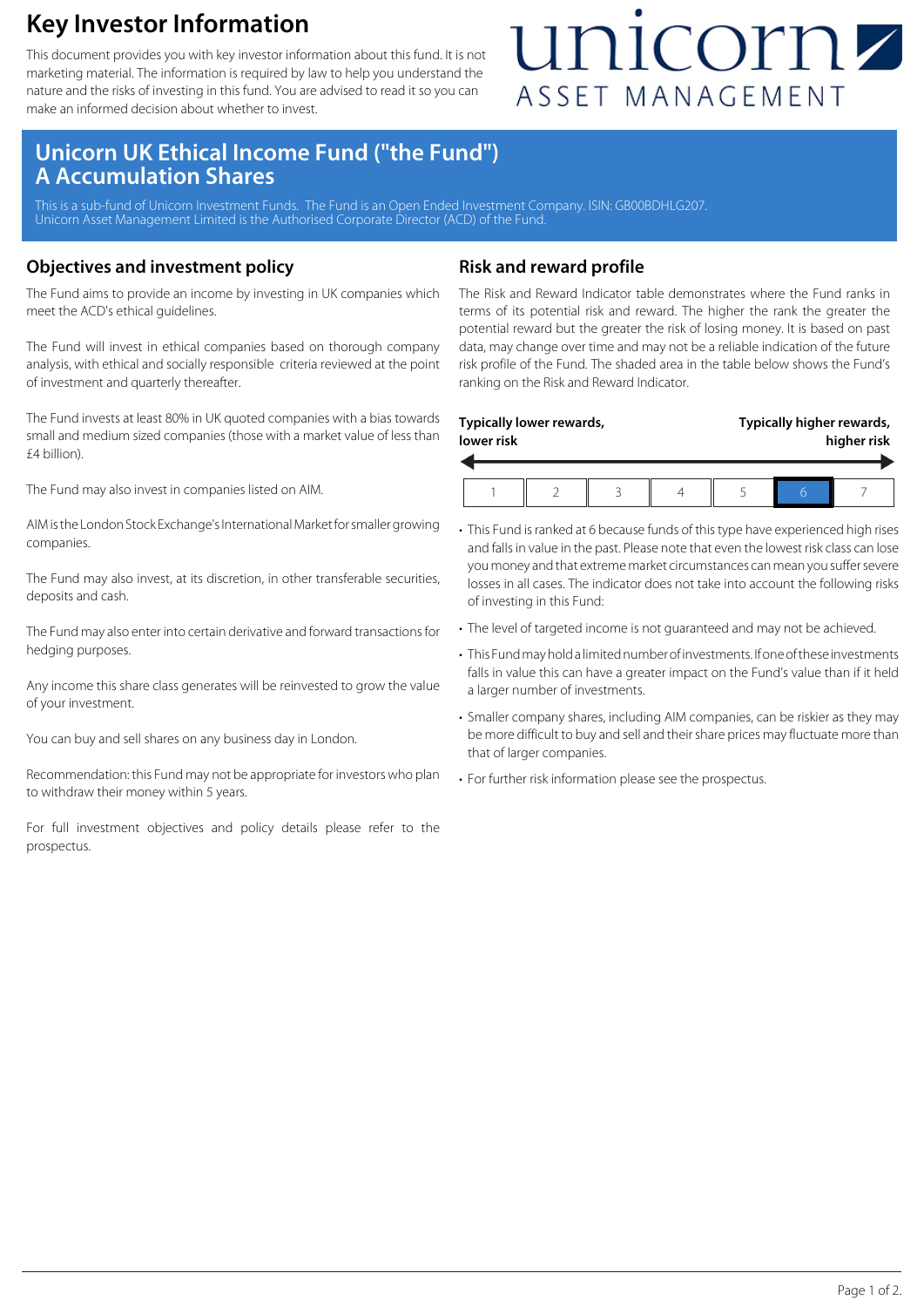# Key Investor Information

This document provides you with key investor information about this fund. It is not marketing material. The information is required by law to help you understand the nature and the risks of investing in this fund. You are advised to read it so you can make an informed decision about whether to invest.

unicorn ASSET MANAGEMENT

## Unicorn UK Ethical Income Fund ("the Fund") A Accumulation Shares

This is a sub-fund of Unicorn Investment Funds. The Fund is an Open Ended Investment Company. ISIN: GB00BDHLG207.
Unicorn Asset Management Limited is the Authorised Corporate Director (ACD) of the Fund.

## Objectives and investment policy

The Fund aims to provide an income by investing in UK companies which meet the ACD's ethical guidelines.

The Fund will invest in ethical companies based on thorough company analysis, with ethical and socially responsible criteria reviewed at the point of investment and quarterly thereafter.

The Fund invests at least 80% in UK quoted companies with a bias towards small and medium sized companies (those with a market value of less than £4 billion).

The Fund may also invest in companies listed on AIM.

AIM is the London Stock Exchange's International Market for smaller growing companies.

The Fund may also invest, at its discretion, in other transferable securities, deposits and cash.

The Fund may also enter into certain derivative and forward transactions for hedging purposes.

Any income this share class generates will be reinvested to grow the value of your investment.

You can buy and sell shares on any business day in London.

Recommendation: this Fund may not be appropriate for investors who plan to withdraw their money within 5 years.

For full investment objectives and policy details please refer to the prospectus.

## Risk and reward profile

The Risk and Reward Indicator table demonstrates where the Fund ranks in terms of its potential risk and reward. The higher the rank the greater the potential reward but the greater the risk of losing money. It is based on past data, may change over time and may not be a reliable indication of the future risk profile of the Fund. The shaded area in the table below shows the Fund's ranking on the Risk and Reward Indicator.

**Typically lower rewards, lower risk** — **Typically higher rewards, higher risk**

| 1 | 2 | 3 | 4 | 5 | **6** | 7 |
|---|---|---|---|---|---|---|

- This Fund is ranked at 6 because funds of this type have experienced high rises and falls in value in the past. Please note that even the lowest risk class can lose you money and that extreme market circumstances can mean you suffer severe losses in all cases. The indicator does not take into account the following risks of investing in this Fund:
- The level of targeted income is not guaranteed and may not be achieved.
- This Fund may hold a limited number of investments. If one of these investments falls in value this can have a greater impact on the Fund's value than if it held a larger number of investments.
- Smaller company shares, including AIM companies, can be riskier as they may be more difficult to buy and sell and their share prices may fluctuate more than that of larger companies.
- For further risk information please see the prospectus.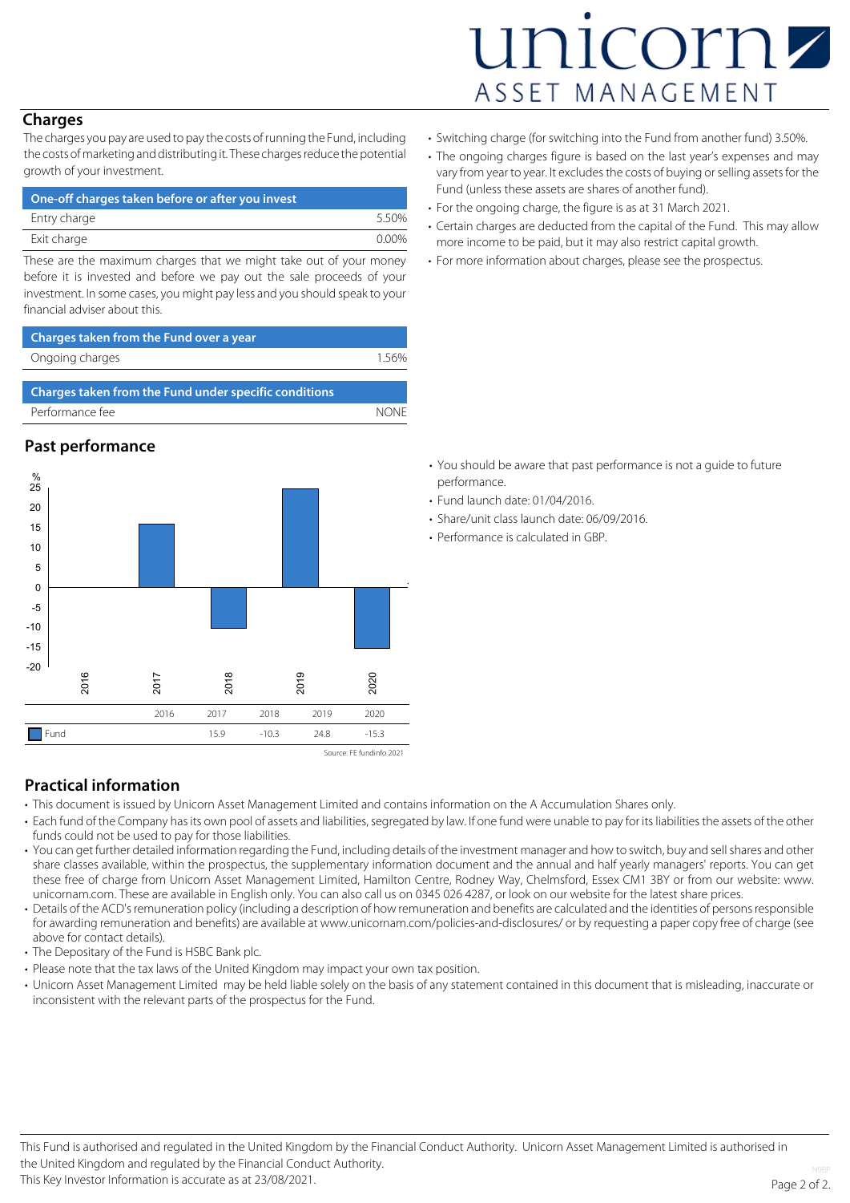## Charges

The charges you pay are used to pay the costs of running the Fund, including the costs of marketing and distributing it. These charges reduce the potential growth of your investment.

| One-off charges taken before or after you invest | |
|---|---|
| Entry charge | 5.50% |
| Exit charge | 0.00% |

These are the maximum charges that we might take out of your money before it is invested and before we pay out the sale proceeds of your investment. In some cases, you might pay less and you should speak to your financial adviser about this.

| Charges taken from the Fund over a year | |
|---|---|
| Ongoing charges | 1.56% |

| Charges taken from the Fund under specific conditions | |
|---|---|
| Performance fee | NONE |

- Switching charge (for switching into the Fund from another fund) 3.50%.
- The ongoing charges figure is based on the last year's expenses and may vary from year to year. It excludes the costs of buying or selling assets for the Fund (unless these assets are shares of another fund).
- For the ongoing charge, the figure is as at 31 March 2021.
- Certain charges are deducted from the capital of the Fund. This may allow more income to be paid, but it may also restrict capital growth.
- For more information about charges, please see the prospectus.

## Past performance

%
25
20
15
10
5
0
-5
-10
-15
-20

2016
2017
2018
2019
2020

| | 2016 | 2017 | 2018 | 2019 | 2020 |
|---|---|---|---|---|---|
| Fund | | 15.9 | -10.3 | 24.8 | -15.3 |

Source: FE fundinfo 2021

- You should be aware that past performance is not a guide to future performance.
- Fund launch date: 01/04/2016.
- Share/unit class launch date: 06/09/2016.
- Performance is calculated in GBP.

## Practical information

- This document is issued by Unicorn Asset Management Limited and contains information on the A Accumulation Shares only.
- Each fund of the Company has its own pool of assets and liabilities, segregated by law. If one fund were unable to pay for its liabilities the assets of the other funds could not be used to pay for those liabilities.
- You can get further detailed information regarding the Fund, including details of the investment manager and how to switch, buy and sell shares and other share classes available, within the prospectus, the supplementary information document and the annual and half yearly managers' reports. You can get these free of charge from Unicorn Asset Management Limited, Hamilton Centre, Rodney Way, Chelmsford, Essex CM1 3BY or from our website: www.unicornam.com. These are available in English only. You can also call us on 0345 026 4287, or look on our website for the latest share prices.
- Details of the ACD's remuneration policy (including a description of how remuneration and benefits are calculated and the identities of persons responsible for awarding remuneration and benefits) are available at www.unicornam.com/policies-and-disclosures/ or by requesting a paper copy free of charge (see above for contact details).
- The Depositary of the Fund is HSBC Bank plc.
- Please note that the tax laws of the United Kingdom may impact your own tax position.
- Unicorn Asset Management Limited may be held liable solely on the basis of any statement contained in this document that is misleading, inaccurate or inconsistent with the relevant parts of the prospectus for the Fund.

This Fund is authorised and regulated in the United Kingdom by the Financial Conduct Authority. Unicorn Asset Management Limited is authorised in the United Kingdom and regulated by the Financial Conduct Authority.
This Key Investor Information is accurate as at 23/08/2021.